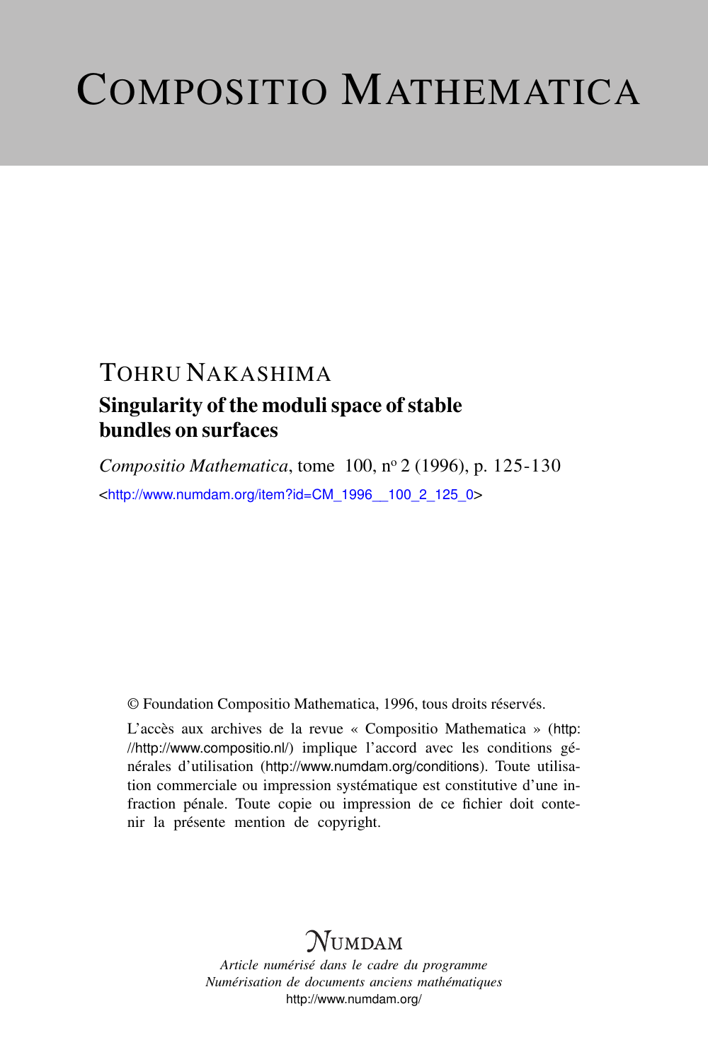# Compositio Mathematica

## Tohru Nakashima

### Singularity of the moduli space of stable bundles on surfaces

*Compositio Mathematica*, tome 100, nº 2 (1996), p. 125-130

<http://www.numdam.org/item?id=CM_1996__100_2_125_0>

© Foundation Compositio Mathematica, 1996, tous droits réservés.

L'accès aux archives de la revue « Compositio Mathematica » (http://http://www.compositio.nl/) implique l'accord avec les conditions générales d'utilisation (http://www.numdam.org/conditions). Toute utilisation commerciale ou impression systématique est constitutive d'une infraction pénale. Toute copie ou impression de ce fichier doit contenir la présente mention de copyright.

NUMDAM

*Article numérisé dans le cadre du programme*
*Numérisation de documents anciens mathématiques*
http://www.numdam.org/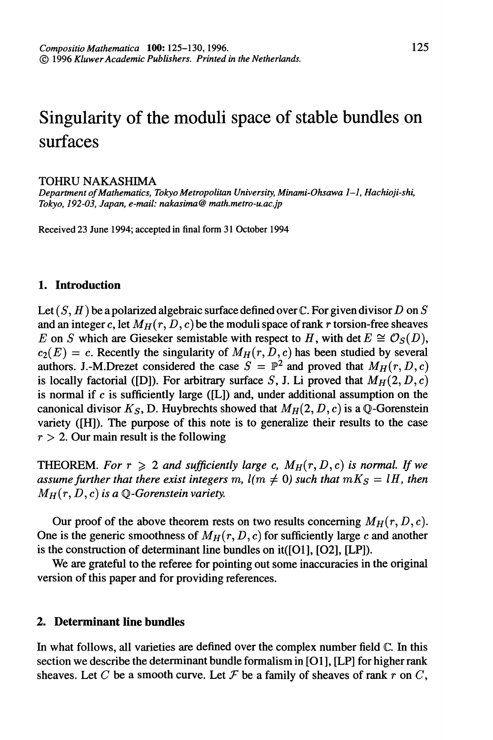# Singularity of the moduli space of stable bundles on surfaces

TOHRU NAKASHIMA

*Department of Mathematics, Tokyo Metropolitan University, Minami-Ohsawa 1-1, Hachioji-shi, Tokyo, 192-03, Japan, e-mail: nakasima@ math.metro-u.ac.jp*

Received 23 June 1994; accepted in final form 31 October 1994

## 1. Introduction

Let $(S, H)$ be a polarized algebraic surface defined over $\mathbb{C}$. For given divisor $D$ on $S$ and an integer $c$, let $M_H(r, D, c)$ be the moduli space of rank $r$ torsion-free sheaves $E$ on $S$ which are Gieseker semistable with respect to $H$, with $\det E \cong \mathcal{O}_S(D)$, $c_2(E) = c$. Recently the singularity of $M_H(r, D, c)$ has been studied by several authors. J.-M.Drezet considered the case $S = \mathbb{P}^2$ and proved that $M_H(r, D, c)$ is locally factorial ([D]). For arbitrary surface $S$, J. Li proved that $M_H(2, D, c)$ is normal if $c$ is sufficiently large ([L]) and, under additional assumption on the canonical divisor $K_S$, D. Huybrechts showed that $M_H(2, D, c)$ is a $\mathbb{Q}$-Gorenstein variety ([H]). The purpose of this note is to generalize their results to the case $r > 2$. Our main result is the following

THEOREM. *For $r \geqslant 2$ and sufficiently large $c$, $M_H(r, D, c)$ is normal. If we assume further that there exist integers $m, l (m \neq 0)$ such that $mK_S = lH$, then $M_H(r, D, c)$ is a $\mathbb{Q}$-Gorenstein variety.*

Our proof of the above theorem rests on two results concerning $M_H(r, D, c)$. One is the generic smoothness of $M_H(r, D, c)$ for sufficiently large $c$ and another is the construction of determinant line bundles on it([O1], [O2], [LP]).

We are grateful to the referee for pointing out some inaccuracies in the original version of this paper and for providing references.

## 2. Determinant line bundles

In what follows, all varieties are defined over the complex number field $\mathbb{C}$. In this section we describe the determinant bundle formalism in [O1], [LP] for higher rank sheaves. Let $C$ be a smooth curve. Let $\mathcal{F}$ be a family of sheaves of rank $r$ on $C$,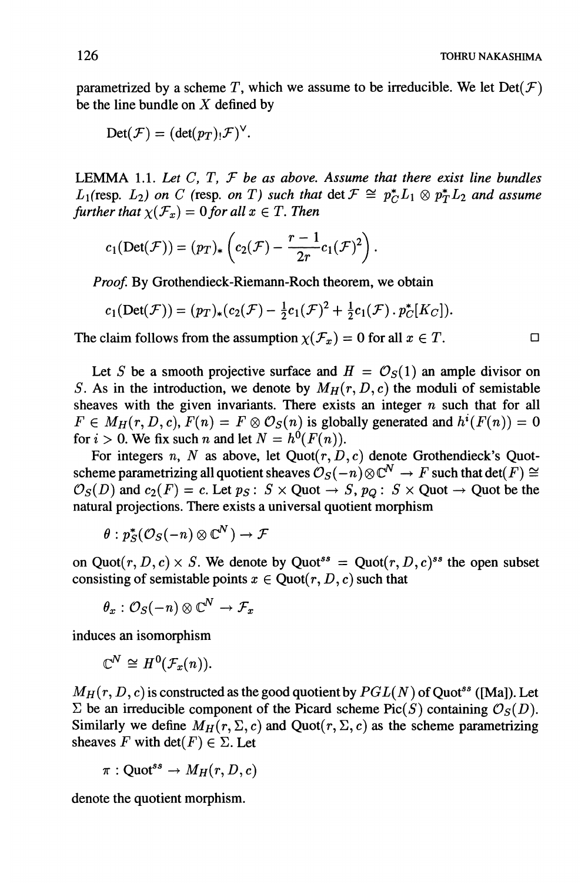parametrized by a scheme $T$, which we assume to be irreducible. We let $\mathrm{Det}(\mathcal{F})$ be the line bundle on $X$ defined by

$$\mathrm{Det}(\mathcal{F}) = (\det(p_T)_!\mathcal{F})^\vee.$$

LEMMA 1.1. *Let $C$, $T$, $\mathcal{F}$ be as above. Assume that there exist line bundles $L_1$(resp. $L_2$) on $C$ (resp. on $T$) such that $\det \mathcal{F} \cong p_C^* L_1 \otimes p_T^* L_2$ and assume further that $\chi(\mathcal{F}_x) = 0$ for all $x \in T$. Then*

$$c_1(\mathrm{Det}(\mathcal{F})) = (p_T)_* \left( c_2(\mathcal{F}) - \frac{r-1}{2r} c_1(\mathcal{F})^2 \right).$$

*Proof.* By Grothendieck-Riemann-Roch theorem, we obtain

$$c_1(\mathrm{Det}(\mathcal{F})) = (p_T)_*(c_2(\mathcal{F}) - \tfrac{1}{2}c_1(\mathcal{F})^2 + \tfrac{1}{2}c_1(\mathcal{F}) . p_C^*[K_C]).$$

The claim follows from the assumption $\chi(\mathcal{F}_x) = 0$ for all $x \in T$. □

Let $S$ be a smooth projective surface and $H = \mathcal{O}_S(1)$ an ample divisor on $S$. As in the introduction, we denote by $M_H(r, D, c)$ the moduli of semistable sheaves with the given invariants. There exists an integer $n$ such that for all $F \in M_H(r, D, c)$, $F(n) = F \otimes \mathcal{O}_S(n)$ is globally generated and $h^i(F(n)) = 0$ for $i > 0$. We fix such $n$ and let $N = h^0(F(n))$.

For integers $n$, $N$ as above, let $\mathrm{Quot}(r, D, c)$ denote Grothendieck's Quot-scheme parametrizing all quotient sheaves $\mathcal{O}_S(-n) \otimes \mathbb{C}^N \to F$ such that $\det(F) \cong \mathcal{O}_S(D)$ and $c_2(F) = c$. Let $p_S : S \times \mathrm{Quot} \to S$, $p_Q : S \times \mathrm{Quot} \to \mathrm{Quot}$ be the natural projections. There exists a universal quotient morphism

$$\theta : p_S^*(\mathcal{O}_S(-n) \otimes \mathbb{C}^N) \to \mathcal{F}$$

on $\mathrm{Quot}(r, D, c) \times S$. We denote by $\mathrm{Quot}^{ss} = \mathrm{Quot}(r, D, c)^{ss}$ the open subset consisting of semistable points $x \in \mathrm{Quot}(r, D, c)$ such that

$$\theta_x : \mathcal{O}_S(-n) \otimes \mathbb{C}^N \to \mathcal{F}_x$$

induces an isomorphism

$$\mathbb{C}^N \cong H^0(\mathcal{F}_x(n)).$$

$M_H(r, D, c)$ is constructed as the good quotient by $PGL(N)$ of $\mathrm{Quot}^{ss}$ ([Ma]). Let $\Sigma$ be an irreducible component of the Picard scheme $\mathrm{Pic}(S)$ containing $\mathcal{O}_S(D)$. Similarly we define $M_H(r, \Sigma, c)$ and $\mathrm{Quot}(r, \Sigma, c)$ as the scheme parametrizing sheaves $F$ with $\det(F) \in \Sigma$. Let

$$\pi : \mathrm{Quot}^{ss} \to M_H(r, D, c)$$

denote the quotient morphism.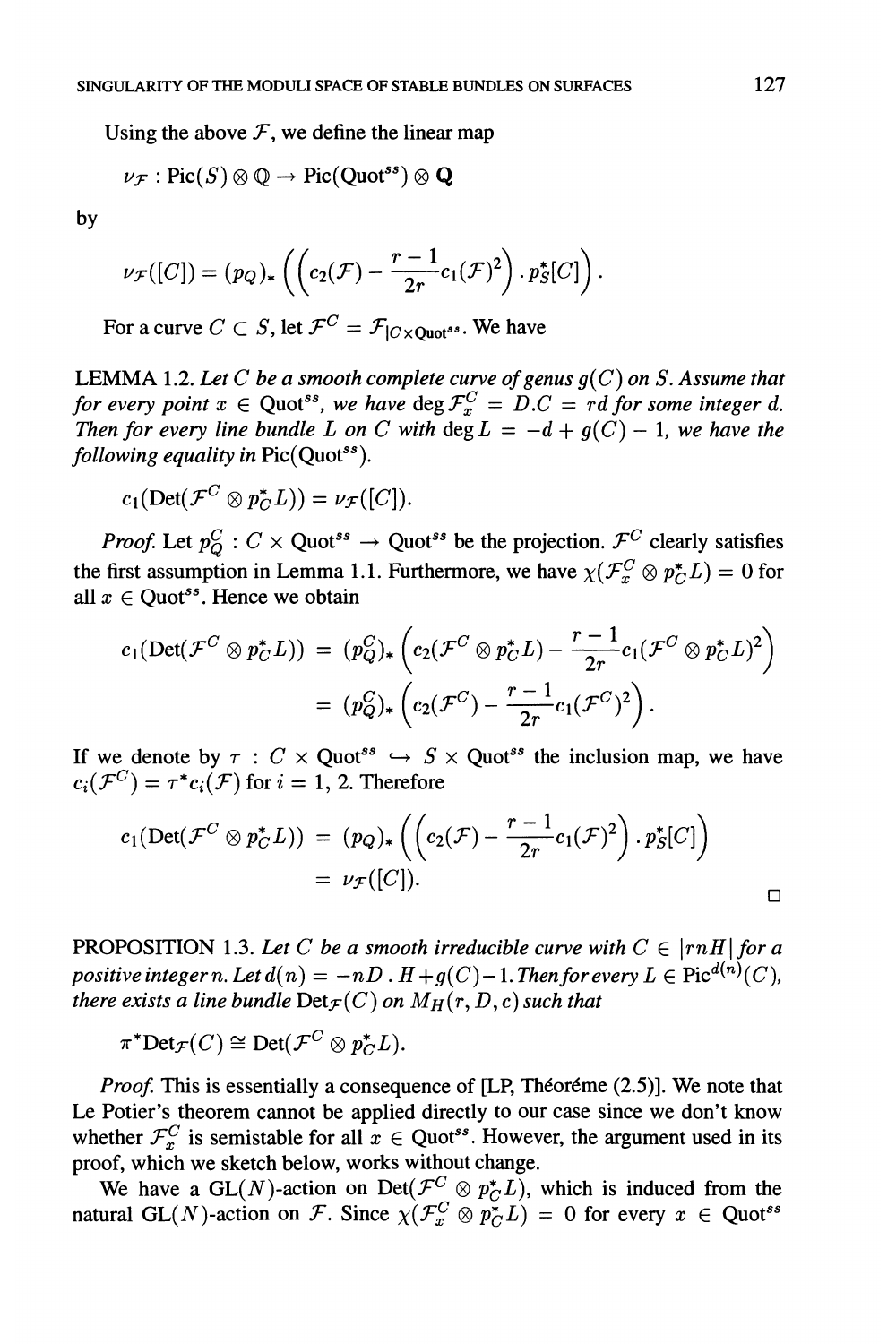Using the above $\mathcal{F}$, we define the linear map

$$\nu_{\mathcal{F}} : \mathrm{Pic}(S) \otimes \mathbb{Q} \to \mathrm{Pic}(\mathrm{Quot}^{ss}) \otimes \mathbf{Q}$$

by

$$\nu_{\mathcal{F}}([C]) = (p_Q)_* \left( \left( c_2(\mathcal{F}) - \frac{r-1}{2r} c_1(\mathcal{F})^2 \right) . p_S^*[C] \right).$$

For a curve $C \subset S$, let $\mathcal{F}^C = \mathcal{F}_{|C \times \mathrm{Quot}^{ss}}$. We have

LEMMA 1.2. *Let $C$ be a smooth complete curve of genus $g(C)$ on $S$. Assume that for every point $x \in \mathrm{Quot}^{ss}$, we have $\deg \mathcal{F}_x^C = D.C = rd$ for some integer $d$. Then for every line bundle $L$ on $C$ with $\deg L = -d + g(C) - 1$, we have the following equality in $\mathrm{Pic}(\mathrm{Quot}^{ss})$.*

$$c_1(\mathrm{Det}(\mathcal{F}^C \otimes p_C^* L)) = \nu_{\mathcal{F}}([C]).$$

*Proof.* Let $p_Q^C : C \times \mathrm{Quot}^{ss} \to \mathrm{Quot}^{ss}$ be the projection. $\mathcal{F}^C$ clearly satisfies the first assumption in Lemma 1.1. Furthermore, we have $\chi(\mathcal{F}_x^C \otimes p_C^* L) = 0$ for all $x \in \mathrm{Quot}^{ss}$. Hence we obtain

$$\begin{aligned} c_1(\mathrm{Det}(\mathcal{F}^C \otimes p_C^* L)) &= (p_Q^C)_* \left( c_2(\mathcal{F}^C \otimes p_C^* L) - \frac{r-1}{2r} c_1(\mathcal{F}^C \otimes p_C^* L)^2 \right) \\ &= (p_Q^C)_* \left( c_2(\mathcal{F}^C) - \frac{r-1}{2r} c_1(\mathcal{F}^C)^2 \right). \end{aligned}$$

If we denote by $\tau : C \times \mathrm{Quot}^{ss} \hookrightarrow S \times \mathrm{Quot}^{ss}$ the inclusion map, we have $c_i(\mathcal{F}^C) = \tau^* c_i(\mathcal{F})$ for $i = 1, 2$. Therefore

$$\begin{aligned} c_1(\mathrm{Det}(\mathcal{F}^C \otimes p_C^* L)) &= (p_Q)_* \left( \left( c_2(\mathcal{F}) - \frac{r-1}{2r} c_1(\mathcal{F})^2 \right) . p_S^*[C] \right) \\ &= \nu_{\mathcal{F}}([C]). \end{aligned}$$

□

PROPOSITION 1.3. *Let $C$ be a smooth irreducible curve with $C \in |rnH|$ for a positive integer $n$. Let $d(n) = -nD \,.\, H + g(C) - 1$. Then for every $L \in \mathrm{Pic}^{d(n)}(C)$, there exists a line bundle $\mathrm{Det}_{\mathcal{F}}(C)$ on $M_H(r, D, c)$ such that*

$$\pi^* \mathrm{Det}_{\mathcal{F}}(C) \cong \mathrm{Det}(\mathcal{F}^C \otimes p_C^* L).$$

*Proof.* This is essentially a consequence of [LP, Théorème (2.5)]. We note that Le Potier's theorem cannot be applied directly to our case since we don't know whether $\mathcal{F}_x^C$ is semistable for all $x \in \mathrm{Quot}^{ss}$. However, the argument used in its proof, which we sketch below, works without change.

We have a $\mathrm{GL}(N)$-action on $\mathrm{Det}(\mathcal{F}^C \otimes p_C^* L)$, which is induced from the natural $\mathrm{GL}(N)$-action on $\mathcal{F}$. Since $\chi(\mathcal{F}_x^C \otimes p_C^* L) = 0$ for every $x \in \mathrm{Quot}^{ss}$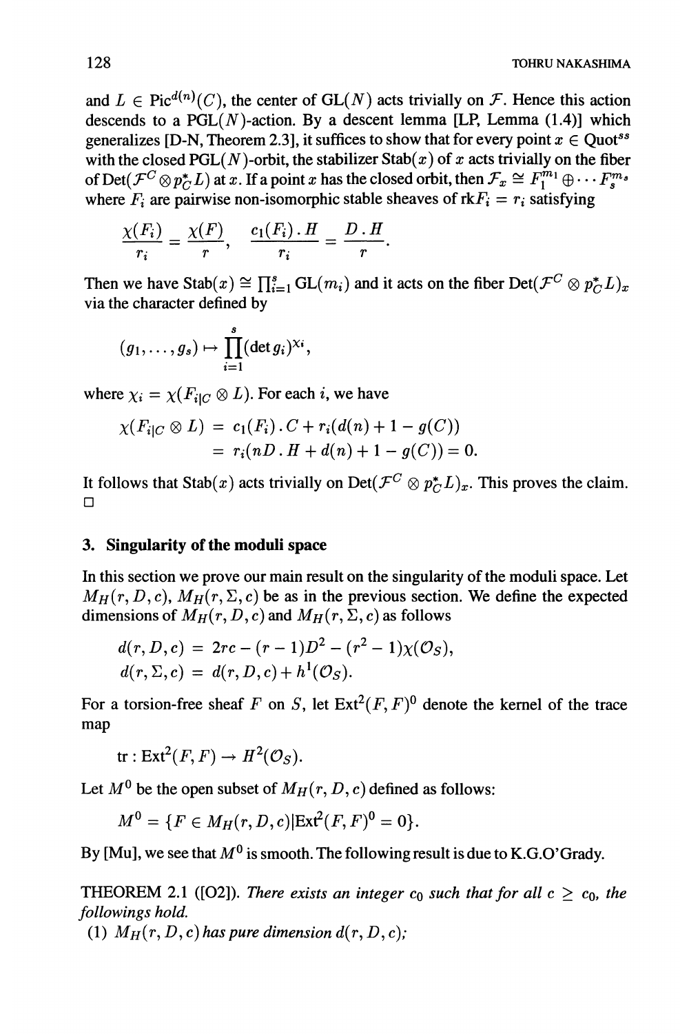and $L \in \mathrm{Pic}^{d(n)}(C)$, the center of $\mathrm{GL}(N)$ acts trivially on $\mathcal{F}$. Hence this action descends to a $\mathrm{PGL}(N)$-action. By a descent lemma [LP, Lemma (1.4)] which generalizes [D-N, Theorem 2.3], it suffices to show that for every point $x \in \mathrm{Quot}^{ss}$ with the closed $\mathrm{PGL}(N)$-orbit, the stabilizer $\mathrm{Stab}(x)$ of $x$ acts trivially on the fiber of $\mathrm{Det}(\mathcal{F}^C \otimes p_C^* L)$ at $x$. If a point $x$ has the closed orbit, then $\mathcal{F}_x \cong F_1^{m_1} \oplus \cdots F_s^{m_s}$ where $F_i$ are pairwise non-isomorphic stable sheaves of $\mathrm{rk} F_i = r_i$ satisfying

$$\frac{\chi(F_i)}{r_i} = \frac{\chi(F)}{r}, \quad \frac{c_1(F_i)\,.\,H}{r_i} = \frac{D\,.\,H}{r}.$$

Then we have $\mathrm{Stab}(x) \cong \prod_{i=1}^{s} \mathrm{GL}(m_i)$ and it acts on the fiber $\mathrm{Det}(\mathcal{F}^C \otimes p_C^* L)_x$ via the character defined by

$$(g_1, \ldots, g_s) \mapsto \prod_{i=1}^{s} (\det g_i)^{\chi_i},$$

where $\chi_i = \chi(F_{i|C} \otimes L)$. For each $i$, we have

$$\begin{aligned}\chi(F_{i|C} \otimes L) &= c_1(F_i)\,.\,C + r_i(d(n) + 1 - g(C)) \\ &= r_i(nD\,.\,H + d(n) + 1 - g(C)) = 0.\end{aligned}$$

It follows that $\mathrm{Stab}(x)$ acts trivially on $\mathrm{Det}(\mathcal{F}^C \otimes p_C^* L)_x$. This proves the claim.
□

## 3. Singularity of the moduli space

In this section we prove our main result on the singularity of the moduli space. Let $M_H(r, D, c)$, $M_H(r, \Sigma, c)$ be as in the previous section. We define the expected dimensions of $M_H(r, D, c)$ and $M_H(r, \Sigma, c)$ as follows

$$\begin{aligned}d(r, D, c) &= 2rc - (r-1)D^2 - (r^2 - 1)\chi(\mathcal{O}_S), \\ d(r, \Sigma, c) &= d(r, D, c) + h^1(\mathcal{O}_S).\end{aligned}$$

For a torsion-free sheaf $F$ on $S$, let $\mathrm{Ext}^2(F, F)^0$ denote the kernel of the trace map

$$\mathrm{tr} : \mathrm{Ext}^2(F, F) \to H^2(\mathcal{O}_S).$$

Let $M^0$ be the open subset of $M_H(r, D, c)$ defined as follows:

$$M^0 = \{F \in M_H(r, D, c) | \mathrm{Ext}^2(F, F)^0 = 0\}.$$

By [Mu], we see that $M^0$ is smooth. The following result is due to K.G.O'Grady.

THEOREM 2.1 ([O2]). *There exists an integer $c_0$ such that for all $c \geq c_0$, the followings hold.*

(1) *$M_H(r, D, c)$ has pure dimension $d(r, D, c)$;*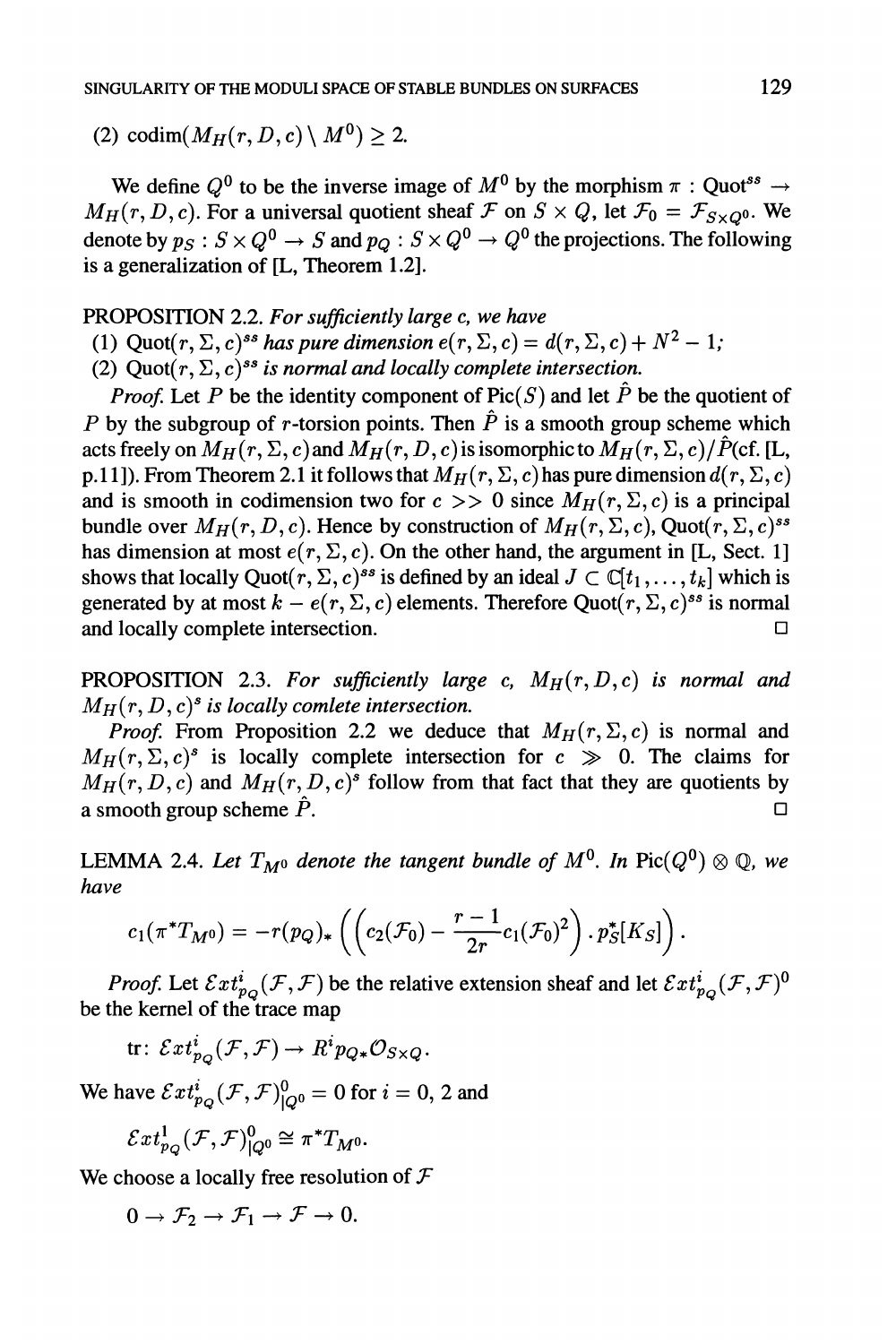(2) $\operatorname{codim}(M_H(r, D, c) \setminus M^0) \geq 2$.

We define $Q^0$ to be the inverse image of $M^0$ by the morphism $\pi : \mathrm{Quot}^{ss} \to M_H(r, D, c)$. For a universal quotient sheaf $\mathcal{F}$ on $S \times Q$, let $\mathcal{F}_0 = \mathcal{F}_{S \times Q^0}$. We denote by $p_S : S \times Q^0 \to S$ and $p_Q : S \times Q^0 \to Q^0$ the projections. The following is a generalization of [L, Theorem 1.2].

PROPOSITION 2.2. *For sufficiently large $c$, we have*

*(1) $\mathrm{Quot}(r, \Sigma, c)^{ss}$ has pure dimension $e(r, \Sigma, c) = d(r, \Sigma, c) + N^2 - 1$;*

*(2) $\mathrm{Quot}(r, \Sigma, c)^{ss}$ is normal and locally complete intersection.*

*Proof.* Let $P$ be the identity component of $\mathrm{Pic}(S)$ and let $\hat{P}$ be the quotient of $P$ by the subgroup of $r$-torsion points. Then $\hat{P}$ is a smooth group scheme which acts freely on $M_H(r, \Sigma, c)$ and $M_H(r, D, c)$ is isomorphic to $M_H(r, \Sigma, c)/\hat{P}$ (cf. [L, p.11]). From Theorem 2.1 it follows that $M_H(r, \Sigma, c)$ has pure dimension $d(r, \Sigma, c)$ and is smooth in codimension two for $c >> 0$ since $M_H(r, \Sigma, c)$ is a principal bundle over $M_H(r, D, c)$. Hence by construction of $M_H(r, \Sigma, c)$, $\mathrm{Quot}(r, \Sigma, c)^{ss}$ has dimension at most $e(r, \Sigma, c)$. On the other hand, the argument in [L, Sect. 1] shows that locally $\mathrm{Quot}(r, \Sigma, c)^{ss}$ is defined by an ideal $J \subset \mathbb{C}[t_1, \ldots, t_k]$ which is generated by at most $k - e(r, \Sigma, c)$ elements. Therefore $\mathrm{Quot}(r, \Sigma, c)^{ss}$ is normal and locally complete intersection. □

PROPOSITION 2.3. *For sufficiently large $c$, $M_H(r, D, c)$ is normal and $M_H(r, D, c)^s$ is locally comlete intersection.*

*Proof.* From Proposition 2.2 we deduce that $M_H(r, \Sigma, c)$ is normal and $M_H(r, \Sigma, c)^s$ is locally complete intersection for $c \gg 0$. The claims for $M_H(r, D, c)$ and $M_H(r, D, c)^s$ follow from that fact that they are quotients by a smooth group scheme $\hat{P}$. □

LEMMA 2.4. *Let $T_{M^0}$ denote the tangent bundle of $M^0$. In $\mathrm{Pic}(Q^0) \otimes \mathbb{Q}$, we have*

$$c_1(\pi^* T_{M^0}) = -r (p_Q)_* \left( \left( c_2(\mathcal{F}_0) - \frac{r-1}{2r} c_1(\mathcal{F}_0)^2 \right) . p_S^*[K_S] \right).$$

*Proof.* Let $\mathcal{E}xt^i_{p_Q}(\mathcal{F}, \mathcal{F})$ be the relative extension sheaf and let $\mathcal{E}xt^i_{p_Q}(\mathcal{F}, \mathcal{F})^0$ be the kernel of the trace map

$$\mathrm{tr} \colon \mathcal{E}xt^i_{p_Q}(\mathcal{F}, \mathcal{F}) \to R^i p_{Q*} \mathcal{O}_{S \times Q}.$$

We have $\mathcal{E}xt^i_{p_Q}(\mathcal{F}, \mathcal{F})^0_{|Q^0} = 0$ for $i = 0, 2$ and

$$\mathcal{E}xt^1_{p_Q}(\mathcal{F}, \mathcal{F})^0_{|Q^0} \cong \pi^* T_{M^0}.$$

We choose a locally free resolution of $\mathcal{F}$

$$0 \to \mathcal{F}_2 \to \mathcal{F}_1 \to \mathcal{F} \to 0.$$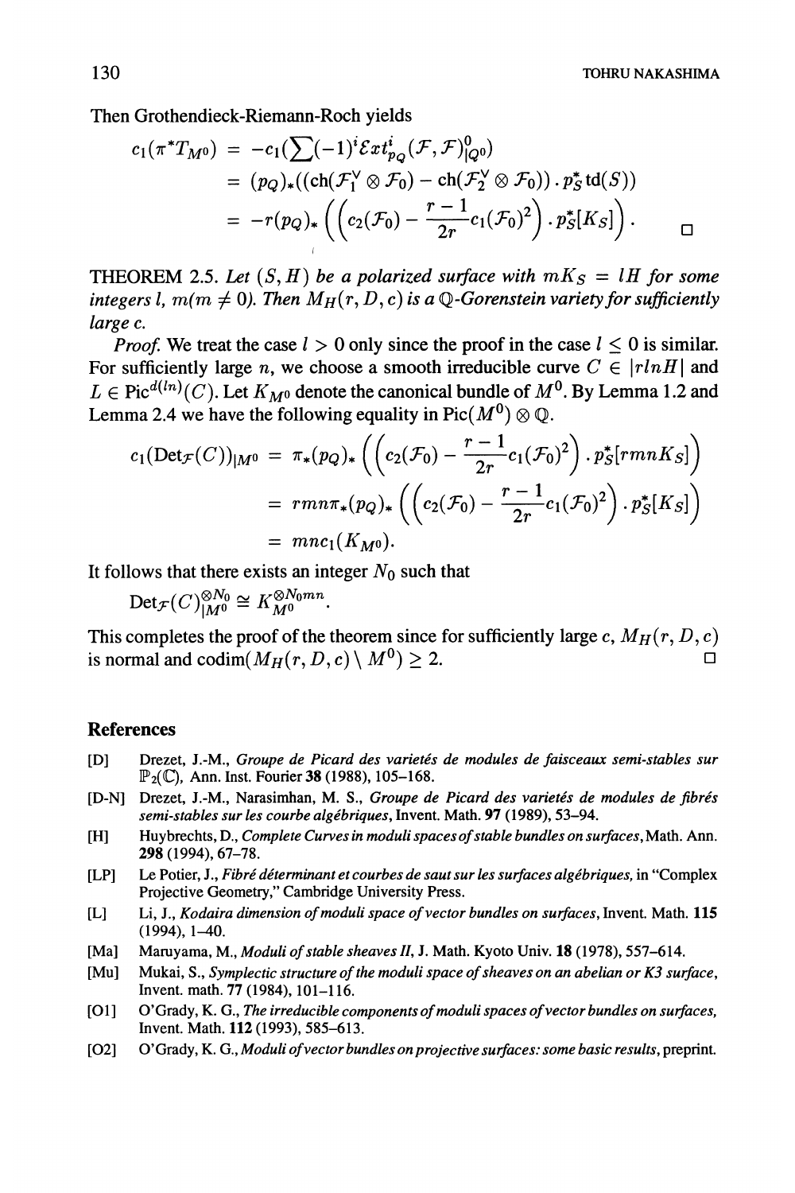Then Grothendieck-Riemann-Roch yields

$$
\begin{aligned}
c_1(\pi^* T_{M^0}) &= -c_1(\sum(-1)^i \mathcal{E}xt^i_{p_Q}(\mathcal{F},\mathcal{F})^0_{|Q^0}) \\
&= (p_Q)_*((\mathrm{ch}(\mathcal{F}_1^\vee \otimes \mathcal{F}_0) - \mathrm{ch}(\mathcal{F}_2^\vee \otimes \mathcal{F}_0)) \,.\, p_S^* \mathrm{td}(S)) \\
&= -r(p_Q)_* \left( \left( c_2(\mathcal{F}_0) - \frac{r-1}{2r} c_1(\mathcal{F}_0)^2 \right) . \, p_S^*[K_S] \right). \qquad \square
\end{aligned}
$$

THEOREM 2.5. *Let $(S, H)$ be a polarized surface with $mK_S = lH$ for some integers $l$, $m (m \neq 0)$. Then $M_H(r, D, c)$ is a $\mathbb{Q}$-Gorenstein variety for sufficiently large $c$.*

*Proof.* We treat the case $l > 0$ only since the proof in the case $l \leq 0$ is similar. For sufficiently large $n$, we choose a smooth irreducible curve $C \in |rlnH|$ and $L \in \mathrm{Pic}^{d(ln)}(C)$. Let $K_{M^0}$ denote the canonical bundle of $M^0$. By Lemma 1.2 and Lemma 2.4 we have the following equality in $\mathrm{Pic}(M^0) \otimes \mathbb{Q}$.

$$
\begin{aligned}
c_1(\mathrm{Det}_{\mathcal{F}}(C))_{|M^0} &= \pi_*(p_Q)_* \left( \left( c_2(\mathcal{F}_0) - \frac{r-1}{2r} c_1(\mathcal{F}_0)^2 \right) . \, p_S^*[rmnK_S] \right) \\
&= rmn\pi_*(p_Q)_* \left( \left( c_2(\mathcal{F}_0) - \frac{r-1}{2r} c_1(\mathcal{F}_0)^2 \right) . \, p_S^*[K_S] \right) \\
&= mnc_1(K_{M^0}).
\end{aligned}
$$

It follows that there exists an integer $N_0$ such that

$$
\mathrm{Det}_{\mathcal{F}}(C)^{\otimes N_0}_{|M^0} \cong K_{M^0}^{\otimes N_0 mn}.
$$

This completes the proof of the theorem since for sufficiently large $c$, $M_H(r, D, c)$ is normal and $\mathrm{codim}(M_H(r, D, c) \setminus M^0) \geq 2$. $\square$

## References

[D] Drezet, J.-M., *Groupe de Picard des varietés de modules de faisceaux semi-stables sur $\mathbb{P}_2(\mathbb{C})$*, Ann. Inst. Fourier **38** (1988), 105–168.

[D-N] Drezet, J.-M., Narasimhan, M. S., *Groupe de Picard des varietés de modules de fibrés semi-stables sur les courbe algébriques*, Invent. Math. **97** (1989), 53–94.

[H] Huybrechts, D., *Complete Curves in moduli spaces of stable bundles on surfaces*, Math. Ann. **298** (1994), 67–78.

[LP] Le Potier, J., *Fibré déterminant et courbes de saut sur les surfaces algébriques*, in "Complex Projective Geometry," Cambridge University Press.

[L] Li, J., *Kodaira dimension of moduli space of vector bundles on surfaces*, Invent. Math. **115** (1994), 1–40.

[Ma] Maruyama, M., *Moduli of stable sheaves II*, J. Math. Kyoto Univ. **18** (1978), 557–614.

[Mu] Mukai, S., *Symplectic structure of the moduli space of sheaves on an abelian or K3 surface*, Invent. math. **77** (1984), 101–116.

[O1] O'Grady, K. G., *The irreducible components of moduli spaces of vector bundles on surfaces*, Invent. Math. **112** (1993), 585–613.

[O2] O'Grady, K. G., *Moduli of vector bundles on projective surfaces: some basic results*, preprint.